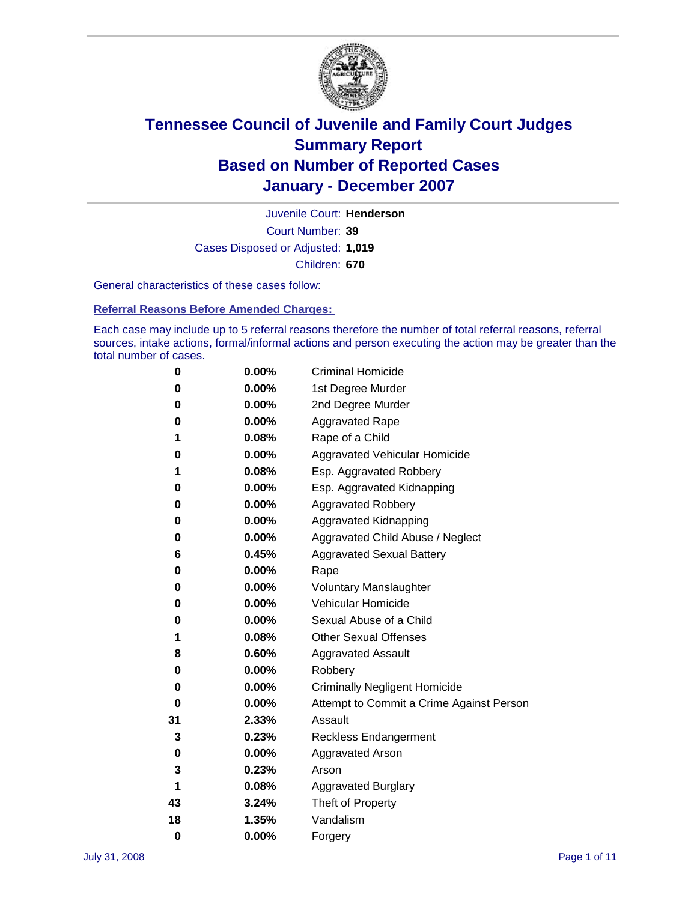# Tennessee Council of Juvenile and Family Court Judges
## Summary Report
## Based on Number of Reported Cases
## January - December 2007

Juvenile Court: **Henderson**

Court Number: **39**

Cases Disposed or Adjusted: **1,019**

Children: **670**

General characteristics of these cases follow:

### Referral Reasons Before Amended Charges:

Each case may include up to 5 referral reasons therefore the number of total referral reasons, referral sources, intake actions, formal/informal actions and person executing the action may be greater than the total number of cases.

| Count | Percent | Referral Reason |
|---|---|---|
| 0 | 0.00% | Criminal Homicide |
| 0 | 0.00% | 1st Degree Murder |
| 0 | 0.00% | 2nd Degree Murder |
| 0 | 0.00% | Aggravated Rape |
| 1 | 0.08% | Rape of a Child |
| 0 | 0.00% | Aggravated Vehicular Homicide |
| 1 | 0.08% | Esp. Aggravated Robbery |
| 0 | 0.00% | Esp. Aggravated Kidnapping |
| 0 | 0.00% | Aggravated Robbery |
| 0 | 0.00% | Aggravated Kidnapping |
| 0 | 0.00% | Aggravated Child Abuse / Neglect |
| 6 | 0.45% | Aggravated Sexual Battery |
| 0 | 0.00% | Rape |
| 0 | 0.00% | Voluntary Manslaughter |
| 0 | 0.00% | Vehicular Homicide |
| 0 | 0.00% | Sexual Abuse of a Child |
| 1 | 0.08% | Other Sexual Offenses |
| 8 | 0.60% | Aggravated Assault |
| 0 | 0.00% | Robbery |
| 0 | 0.00% | Criminally Negligent Homicide |
| 0 | 0.00% | Attempt to Commit a Crime Against Person |
| 31 | 2.33% | Assault |
| 3 | 0.23% | Reckless Endangerment |
| 0 | 0.00% | Aggravated Arson |
| 3 | 0.23% | Arson |
| 1 | 0.08% | Aggravated Burglary |
| 43 | 3.24% | Theft of Property |
| 18 | 1.35% | Vandalism |
| 0 | 0.00% | Forgery |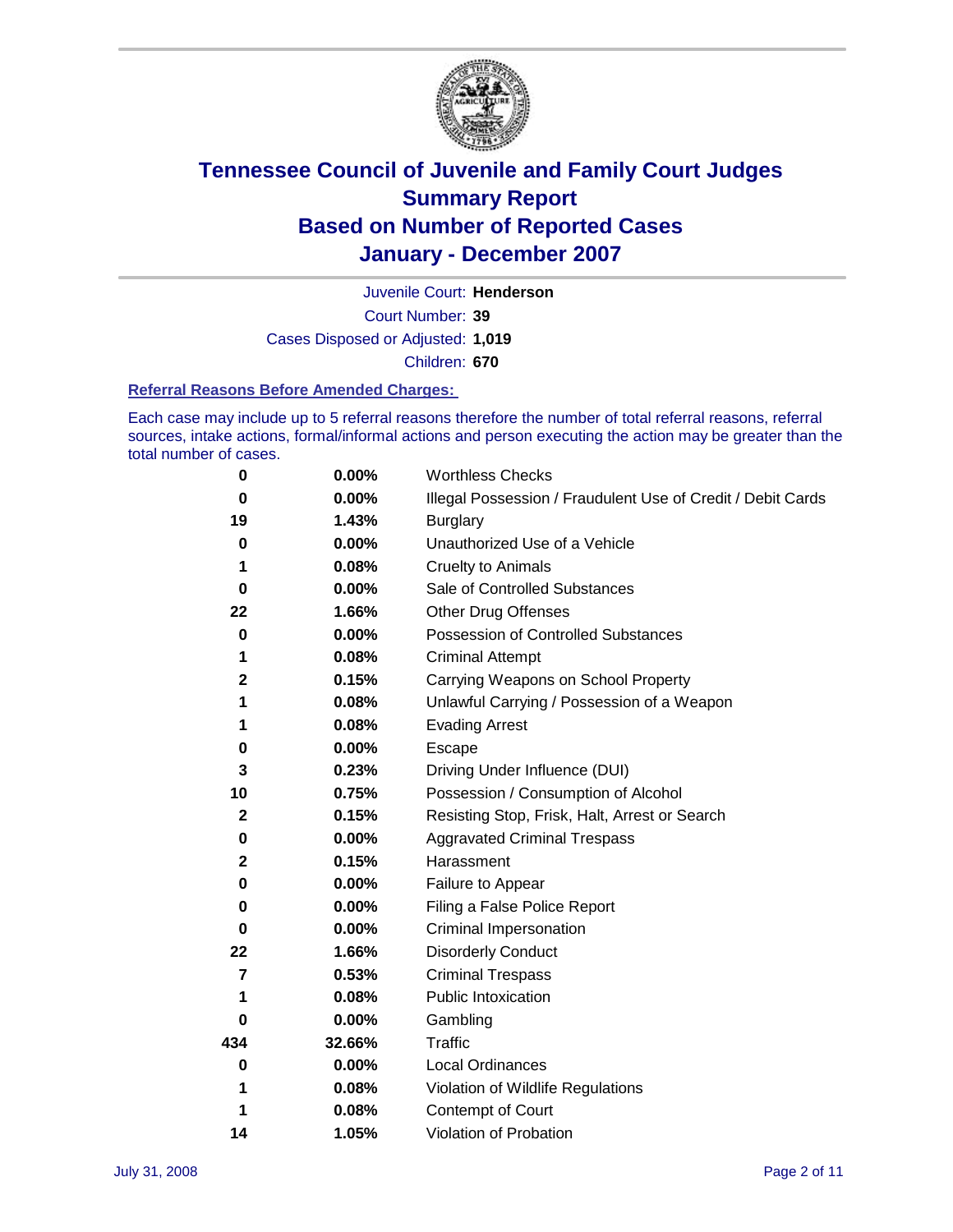# Tennessee Council of Juvenile and Family Court Judges
# Summary Report
# Based on Number of Reported Cases
# January - December 2007

Juvenile Court: **Henderson**

Court Number: **39**

Cases Disposed or Adjusted: **1,019**

Children: **670**

### Referral Reasons Before Amended Charges:

Each case may include up to 5 referral reasons therefore the number of total referral reasons, referral sources, intake actions, formal/informal actions and person executing the action may be greater than the total number of cases.

| | | |
|---|---|---|
| 0 | 0.00% | Worthless Checks |
| 0 | 0.00% | Illegal Possession / Fraudulent Use of Credit / Debit Cards |
| 19 | 1.43% | Burglary |
| 0 | 0.00% | Unauthorized Use of a Vehicle |
| 1 | 0.08% | Cruelty to Animals |
| 0 | 0.00% | Sale of Controlled Substances |
| 22 | 1.66% | Other Drug Offenses |
| 0 | 0.00% | Possession of Controlled Substances |
| 1 | 0.08% | Criminal Attempt |
| 2 | 0.15% | Carrying Weapons on School Property |
| 1 | 0.08% | Unlawful Carrying / Possession of a Weapon |
| 1 | 0.08% | Evading Arrest |
| 0 | 0.00% | Escape |
| 3 | 0.23% | Driving Under Influence (DUI) |
| 10 | 0.75% | Possession / Consumption of Alcohol |
| 2 | 0.15% | Resisting Stop, Frisk, Halt, Arrest or Search |
| 0 | 0.00% | Aggravated Criminal Trespass |
| 2 | 0.15% | Harassment |
| 0 | 0.00% | Failure to Appear |
| 0 | 0.00% | Filing a False Police Report |
| 0 | 0.00% | Criminal Impersonation |
| 22 | 1.66% | Disorderly Conduct |
| 7 | 0.53% | Criminal Trespass |
| 1 | 0.08% | Public Intoxication |
| 0 | 0.00% | Gambling |
| 434 | 32.66% | Traffic |
| 0 | 0.00% | Local Ordinances |
| 1 | 0.08% | Violation of Wildlife Regulations |
| 1 | 0.08% | Contempt of Court |
| 14 | 1.05% | Violation of Probation |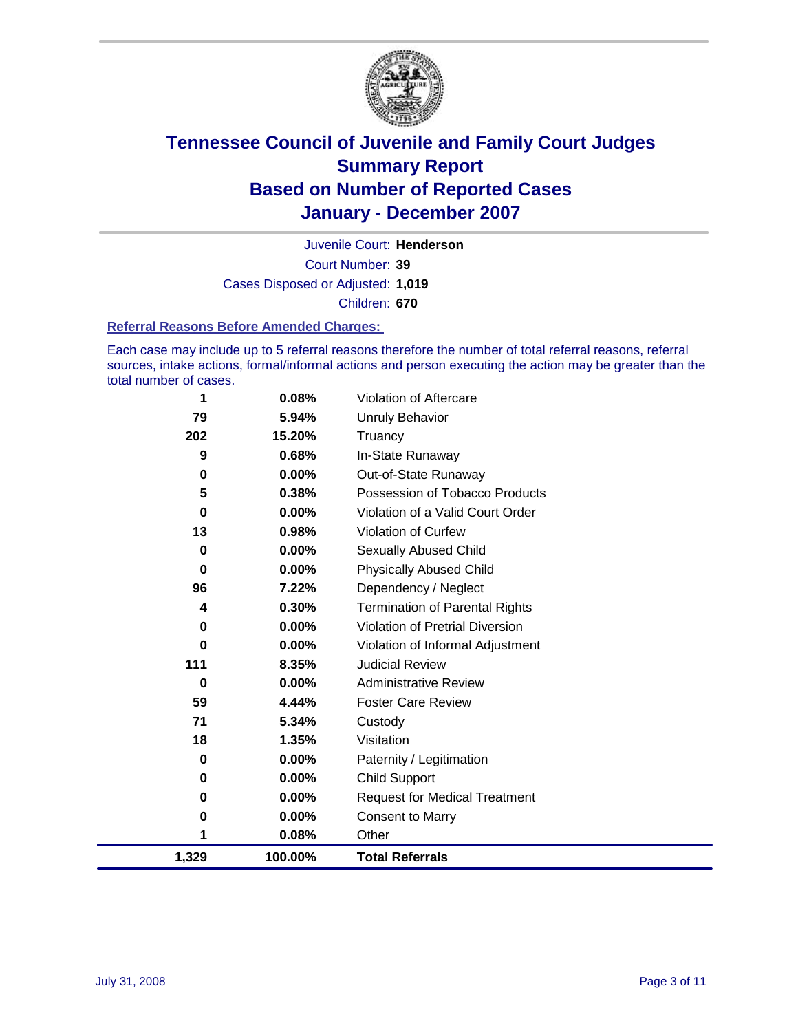# Tennessee Council of Juvenile and Family Court Judges
## Summary Report
## Based on Number of Reported Cases
## January - December 2007

Juvenile Court: **Henderson**

Court Number: **39**

Cases Disposed or Adjusted: **1,019**

Children: **670**

### Referral Reasons Before Amended Charges:

Each case may include up to 5 referral reasons therefore the number of total referral reasons, referral sources, intake actions, formal/informal actions and person executing the action may be greater than the total number of cases.

| Count | Percent | Referral Reason |
|---|---|---|
| 1 | 0.08% | Violation of Aftercare |
| 79 | 5.94% | Unruly Behavior |
| 202 | 15.20% | Truancy |
| 9 | 0.68% | In-State Runaway |
| 0 | 0.00% | Out-of-State Runaway |
| 5 | 0.38% | Possession of Tobacco Products |
| 0 | 0.00% | Violation of a Valid Court Order |
| 13 | 0.98% | Violation of Curfew |
| 0 | 0.00% | Sexually Abused Child |
| 0 | 0.00% | Physically Abused Child |
| 96 | 7.22% | Dependency / Neglect |
| 4 | 0.30% | Termination of Parental Rights |
| 0 | 0.00% | Violation of Pretrial Diversion |
| 0 | 0.00% | Violation of Informal Adjustment |
| 111 | 8.35% | Judicial Review |
| 0 | 0.00% | Administrative Review |
| 59 | 4.44% | Foster Care Review |
| 71 | 5.34% | Custody |
| 18 | 1.35% | Visitation |
| 0 | 0.00% | Paternity / Legitimation |
| 0 | 0.00% | Child Support |
| 0 | 0.00% | Request for Medical Treatment |
| 0 | 0.00% | Consent to Marry |
| 1 | 0.08% | Other |
| **1,329** | **100.00%** | **Total Referrals** |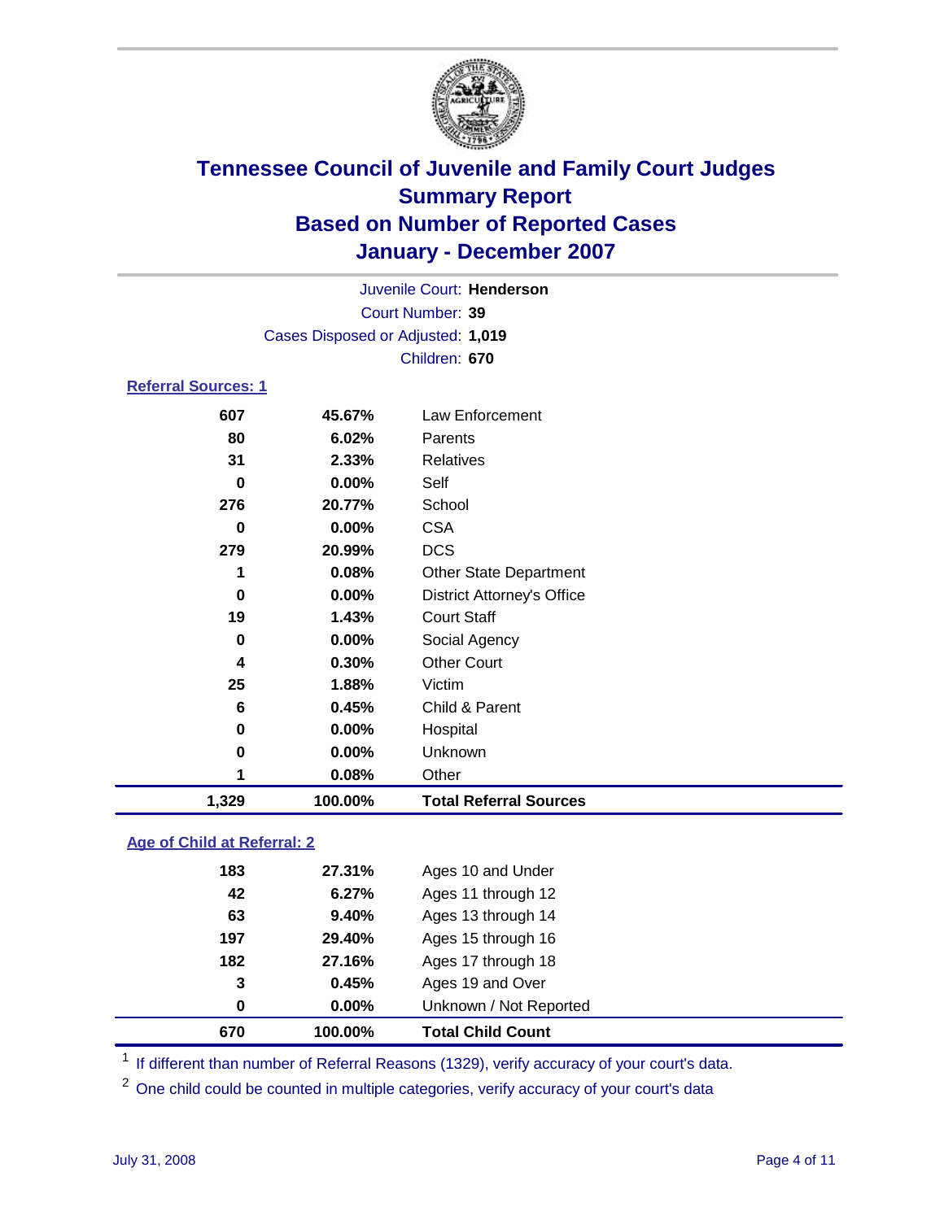# Tennessee Council of Juvenile and Family Court Judges
## Summary Report
## Based on Number of Reported Cases
## January - December 2007

Juvenile Court: **Henderson**
Court Number: **39**
Cases Disposed or Adjusted: **1,019**
Children: **670**

### Referral Sources: 1

| | | |
|---|---|---|
| 607 | 45.67% | Law Enforcement |
| 80 | 6.02% | Parents |
| 31 | 2.33% | Relatives |
| 0 | 0.00% | Self |
| 276 | 20.77% | School |
| 0 | 0.00% | CSA |
| 279 | 20.99% | DCS |
| 1 | 0.08% | Other State Department |
| 0 | 0.00% | District Attorney's Office |
| 19 | 1.43% | Court Staff |
| 0 | 0.00% | Social Agency |
| 4 | 0.30% | Other Court |
| 25 | 1.88% | Victim |
| 6 | 0.45% | Child & Parent |
| 0 | 0.00% | Hospital |
| 0 | 0.00% | Unknown |
| 1 | 0.08% | Other |
| **1,329** | **100.00%** | **Total Referral Sources** |

### Age of Child at Referral: 2

| | | |
|---|---|---|
| 183 | 27.31% | Ages 10 and Under |
| 42 | 6.27% | Ages 11 through 12 |
| 63 | 9.40% | Ages 13 through 14 |
| 197 | 29.40% | Ages 15 through 16 |
| 182 | 27.16% | Ages 17 through 18 |
| 3 | 0.45% | Ages 19 and Over |
| 0 | 0.00% | Unknown / Not Reported |
| **670** | **100.00%** | **Total Child Count** |

[1] If different than number of Referral Reasons (1329), verify accuracy of your court's data.

[2] One child could be counted in multiple categories, verify accuracy of your court's data

July 31, 2008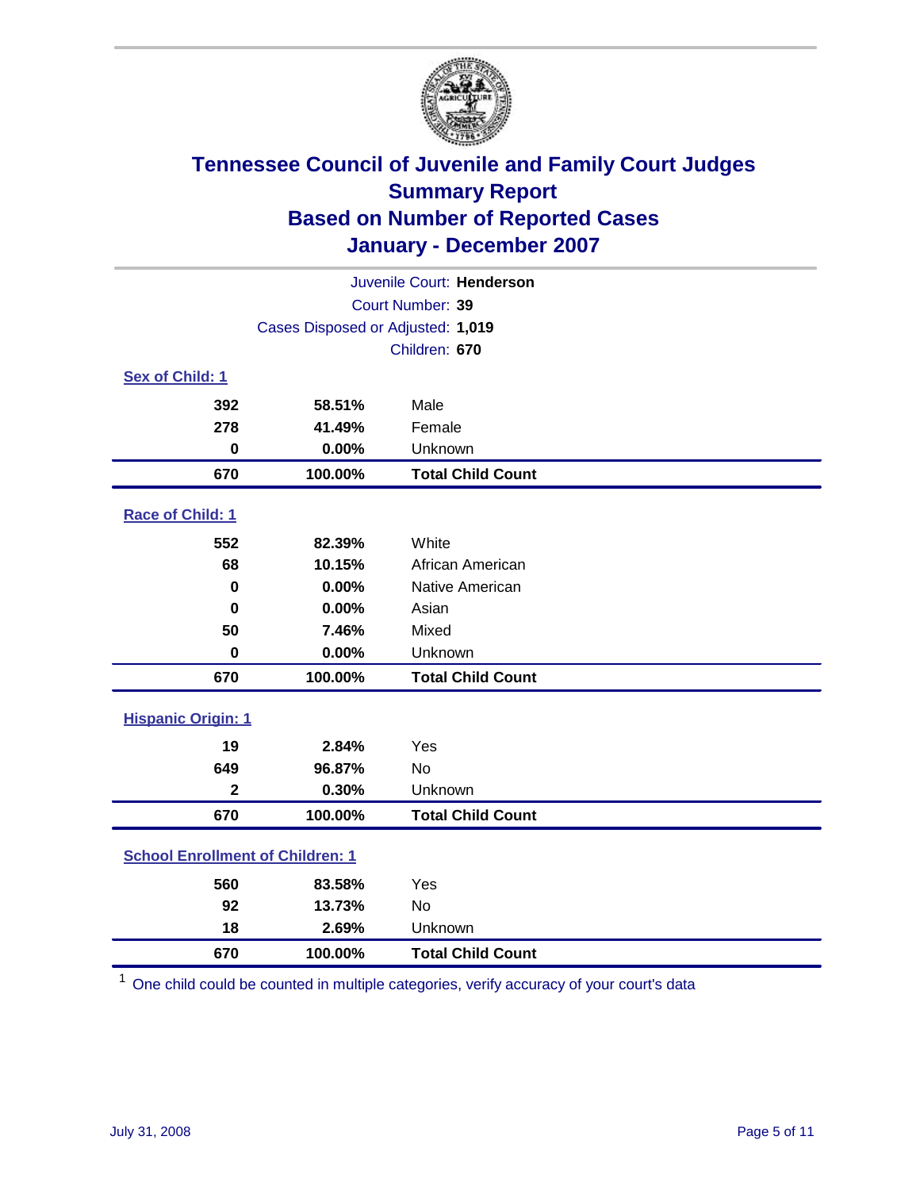# Tennessee Council of Juvenile and Family Court Judges
## Summary Report
## Based on Number of Reported Cases
## January - December 2007

Juvenile Court: **Henderson**
Court Number: **39**
Cases Disposed or Adjusted: **1,019**
Children: **670**

### Sex of Child: 1

| Count | Percent | Category |
|---|---|---|
| 392 | 58.51% | Male |
| 278 | 41.49% | Female |
| 0 | 0.00% | Unknown |
| **670** | **100.00%** | **Total Child Count** |

### Race of Child: 1

| Count | Percent | Category |
|---|---|---|
| 552 | 82.39% | White |
| 68 | 10.15% | African American |
| 0 | 0.00% | Native American |
| 0 | 0.00% | Asian |
| 50 | 7.46% | Mixed |
| 0 | 0.00% | Unknown |
| **670** | **100.00%** | **Total Child Count** |

### Hispanic Origin: 1

| Count | Percent | Category |
|---|---|---|
| 19 | 2.84% | Yes |
| 649 | 96.87% | No |
| 2 | 0.30% | Unknown |
| **670** | **100.00%** | **Total Child Count** |

### School Enrollment of Children: 1

| Count | Percent | Category |
|---|---|---|
| 560 | 83.58% | Yes |
| 92 | 13.73% | No |
| 18 | 2.69% | Unknown |
| **670** | **100.00%** | **Total Child Count** |

[1] One child could be counted in multiple categories, verify accuracy of your court's data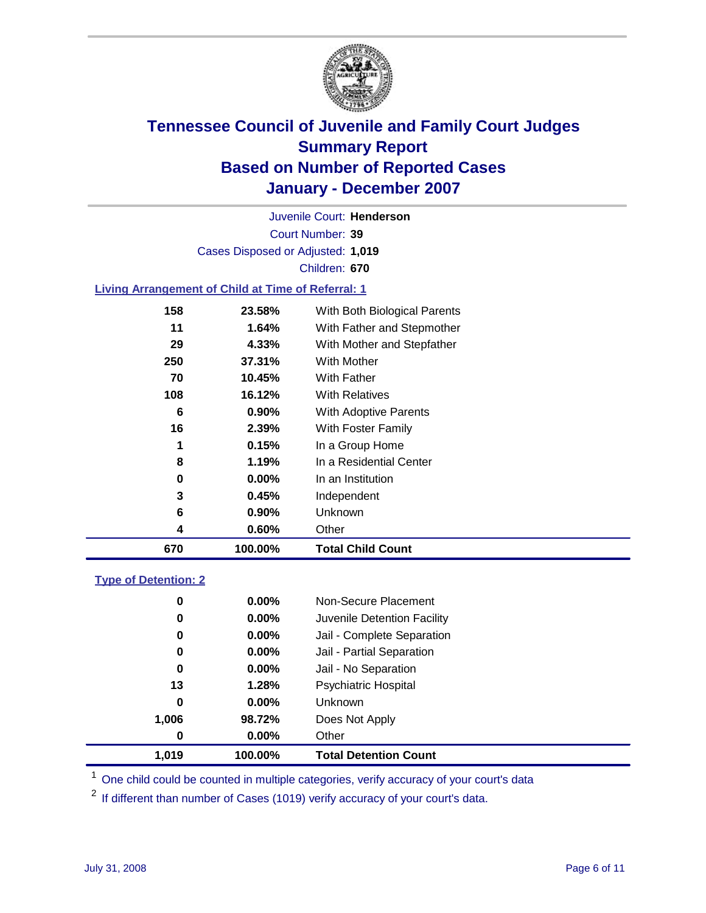# Tennessee Council of Juvenile and Family Court Judges
## Summary Report
## Based on Number of Reported Cases
## January - December 2007

Juvenile Court: **Henderson**

Court Number: **39**

Cases Disposed or Adjusted: **1,019**

Children: **670**

### Living Arrangement of Child at Time of Referral: 1

| Count | Percent | Category |
|---|---|---|
| 158 | 23.58% | With Both Biological Parents |
| 11 | 1.64% | With Father and Stepmother |
| 29 | 4.33% | With Mother and Stepfather |
| 250 | 37.31% | With Mother |
| 70 | 10.45% | With Father |
| 108 | 16.12% | With Relatives |
| 6 | 0.90% | With Adoptive Parents |
| 16 | 2.39% | With Foster Family |
| 1 | 0.15% | In a Group Home |
| 8 | 1.19% | In a Residential Center |
| 0 | 0.00% | In an Institution |
| 3 | 0.45% | Independent |
| 6 | 0.90% | Unknown |
| 4 | 0.60% | Other |
| **670** | **100.00%** | **Total Child Count** |

### Type of Detention: 2

| Count | Percent | Category |
|---|---|---|
| 0 | 0.00% | Non-Secure Placement |
| 0 | 0.00% | Juvenile Detention Facility |
| 0 | 0.00% | Jail - Complete Separation |
| 0 | 0.00% | Jail - Partial Separation |
| 0 | 0.00% | Jail - No Separation |
| 13 | 1.28% | Psychiatric Hospital |
| 0 | 0.00% | Unknown |
| 1,006 | 98.72% | Does Not Apply |
| 0 | 0.00% | Other |
| **1,019** | **100.00%** | **Total Detention Count** |

[1] One child could be counted in multiple categories, verify accuracy of your court's data

[2] If different than number of Cases (1019) verify accuracy of your court's data.

July 31, 2008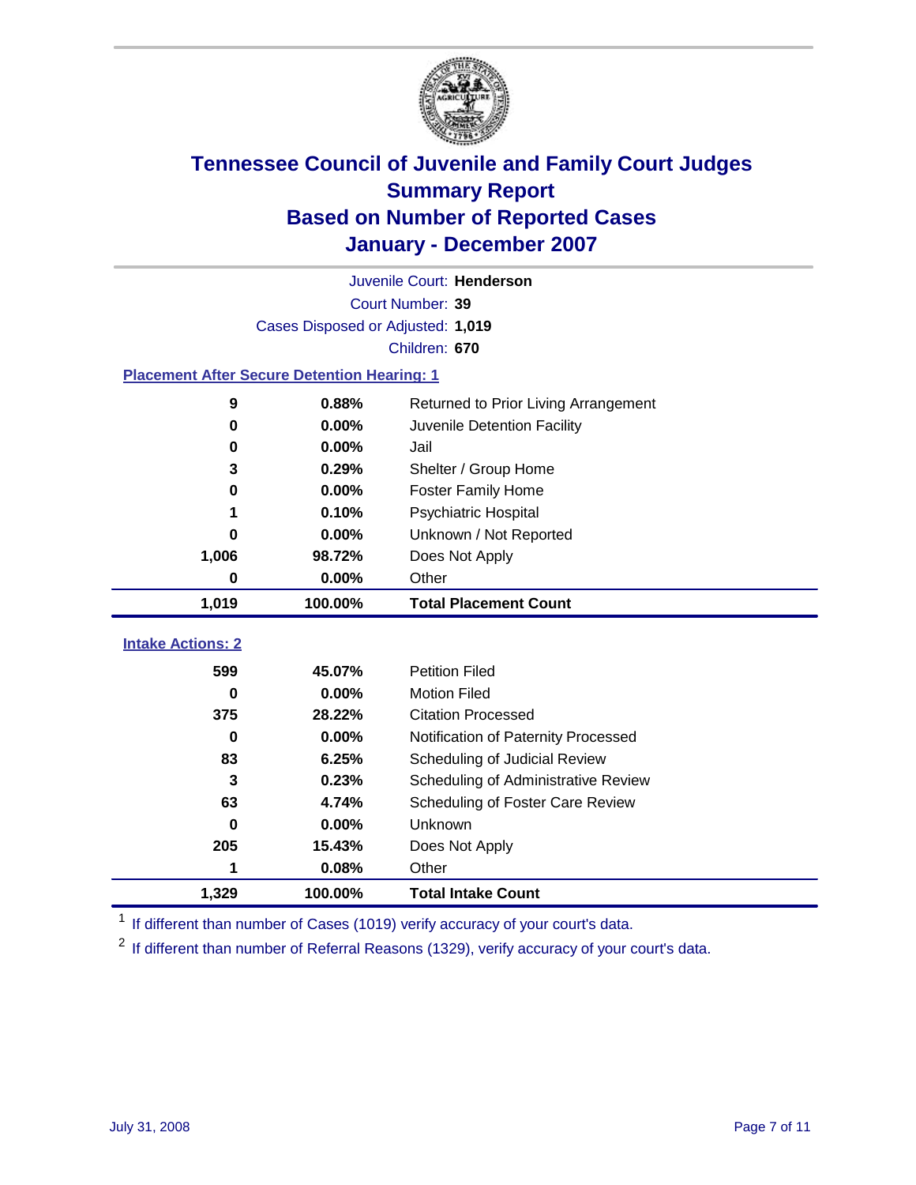# Tennessee Council of Juvenile and Family Court Judges
## Summary Report
## Based on Number of Reported Cases
## January - December 2007

Juvenile Court: **Henderson**

Court Number: **39**

Cases Disposed or Adjusted: **1,019**

Children: **670**

### Placement After Secure Detention Hearing: 1

| Count | Percent | Placement |
|---|---|---|
| 9 | 0.88% | Returned to Prior Living Arrangement |
| 0 | 0.00% | Juvenile Detention Facility |
| 0 | 0.00% | Jail |
| 3 | 0.29% | Shelter / Group Home |
| 0 | 0.00% | Foster Family Home |
| 1 | 0.10% | Psychiatric Hospital |
| 0 | 0.00% | Unknown / Not Reported |
| 1,006 | 98.72% | Does Not Apply |
| 0 | 0.00% | Other |
| **1,019** | **100.00%** | **Total Placement Count** |

### Intake Actions: 2

| Count | Percent | Intake Action |
|---|---|---|
| 599 | 45.07% | Petition Filed |
| 0 | 0.00% | Motion Filed |
| 375 | 28.22% | Citation Processed |
| 0 | 0.00% | Notification of Paternity Processed |
| 83 | 6.25% | Scheduling of Judicial Review |
| 3 | 0.23% | Scheduling of Administrative Review |
| 63 | 4.74% | Scheduling of Foster Care Review |
| 0 | 0.00% | Unknown |
| 205 | 15.43% | Does Not Apply |
| 1 | 0.08% | Other |
| **1,329** | **100.00%** | **Total Intake Count** |

[1] If different than number of Cases (1019) verify accuracy of your court's data.

[2] If different than number of Referral Reasons (1329), verify accuracy of your court's data.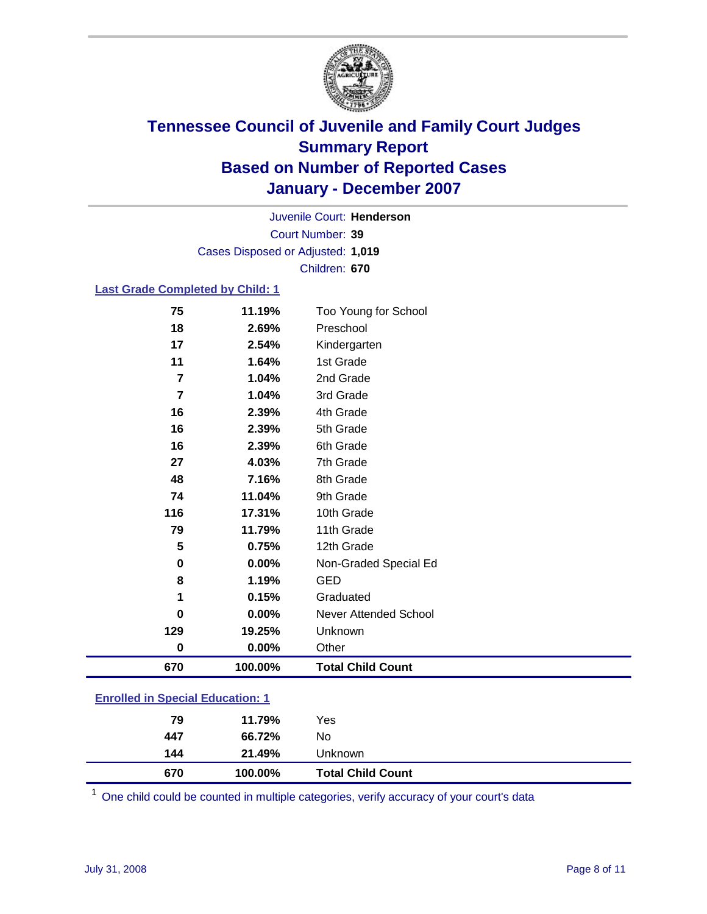# Tennessee Council of Juvenile and Family Court Judges
# Summary Report
# Based on Number of Reported Cases
# January - December 2007

Juvenile Court: **Henderson**

Court Number: **39**

Cases Disposed or Adjusted: **1,019**

Children: **670**

### Last Grade Completed by Child: 1

| Count | Percent | Category |
|---|---|---|
| 75 | 11.19% | Too Young for School |
| 18 | 2.69% | Preschool |
| 17 | 2.54% | Kindergarten |
| 11 | 1.64% | 1st Grade |
| 7 | 1.04% | 2nd Grade |
| 7 | 1.04% | 3rd Grade |
| 16 | 2.39% | 4th Grade |
| 16 | 2.39% | 5th Grade |
| 16 | 2.39% | 6th Grade |
| 27 | 4.03% | 7th Grade |
| 48 | 7.16% | 8th Grade |
| 74 | 11.04% | 9th Grade |
| 116 | 17.31% | 10th Grade |
| 79 | 11.79% | 11th Grade |
| 5 | 0.75% | 12th Grade |
| 0 | 0.00% | Non-Graded Special Ed |
| 8 | 1.19% | GED |
| 1 | 0.15% | Graduated |
| 0 | 0.00% | Never Attended School |
| 129 | 19.25% | Unknown |
| 0 | 0.00% | Other |
| **670** | **100.00%** | **Total Child Count** |

### Enrolled in Special Education: 1

| Count | Percent | Category |
|---|---|---|
| 79 | 11.79% | Yes |
| 447 | 66.72% | No |
| 144 | 21.49% | Unknown |
| **670** | **100.00%** | **Total Child Count** |

[1] One child could be counted in multiple categories, verify accuracy of your court's data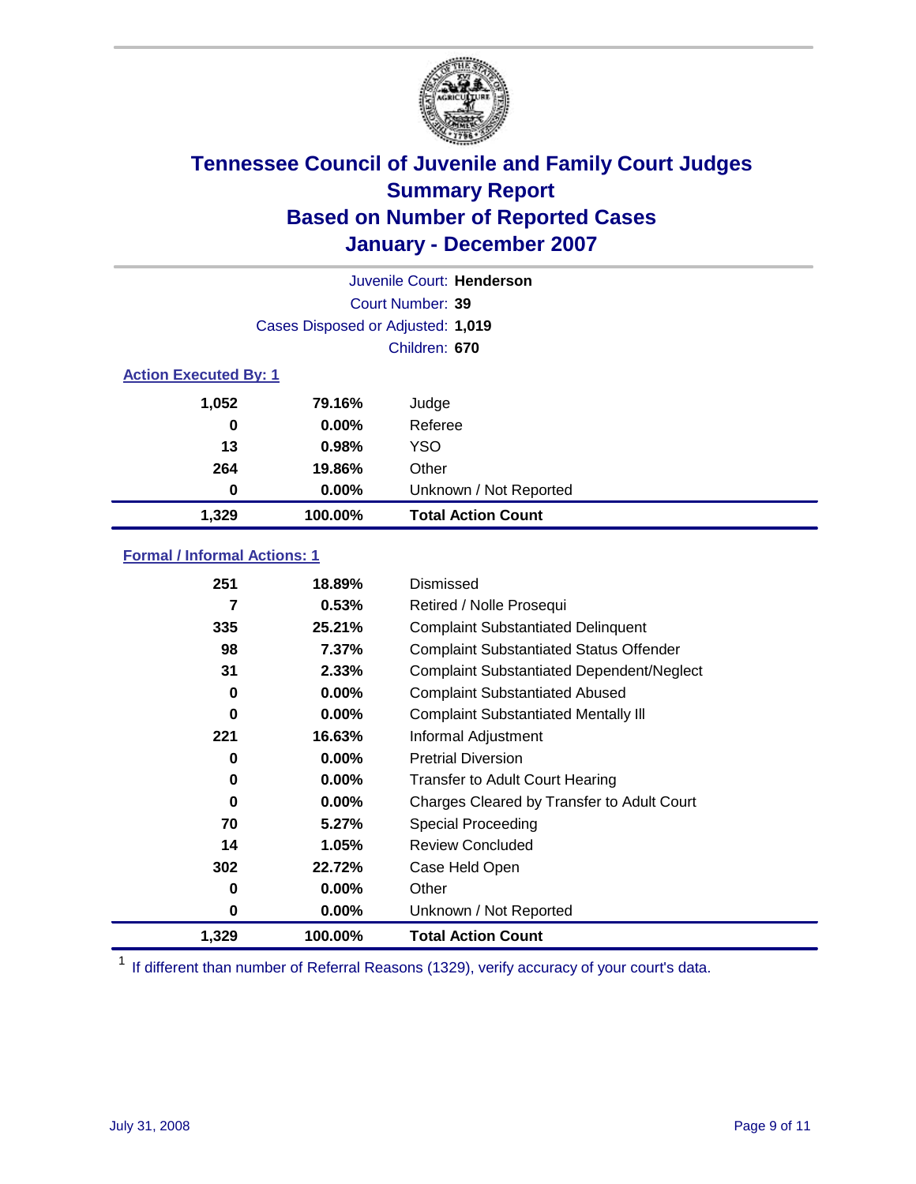# Tennessee Council of Juvenile and Family Court Judges
## Summary Report
## Based on Number of Reported Cases
## January - December 2007

Juvenile Court: **Henderson**

Court Number: **39**

Cases Disposed or Adjusted: **1,019**

Children: **670**

### Action Executed By: 1

| | | |
|---|---|---|
| 1,052 | 79.16% | Judge |
| 0 | 0.00% | Referee |
| 13 | 0.98% | YSO |
| 264 | 19.86% | Other |
| 0 | 0.00% | Unknown / Not Reported |
| **1,329** | **100.00%** | **Total Action Count** |

### Formal / Informal Actions: 1

| | | |
|---|---|---|
| 251 | 18.89% | Dismissed |
| 7 | 0.53% | Retired / Nolle Prosequi |
| 335 | 25.21% | Complaint Substantiated Delinquent |
| 98 | 7.37% | Complaint Substantiated Status Offender |
| 31 | 2.33% | Complaint Substantiated Dependent/Neglect |
| 0 | 0.00% | Complaint Substantiated Abused |
| 0 | 0.00% | Complaint Substantiated Mentally Ill |
| 221 | 16.63% | Informal Adjustment |
| 0 | 0.00% | Pretrial Diversion |
| 0 | 0.00% | Transfer to Adult Court Hearing |
| 0 | 0.00% | Charges Cleared by Transfer to Adult Court |
| 70 | 5.27% | Special Proceeding |
| 14 | 1.05% | Review Concluded |
| 302 | 22.72% | Case Held Open |
| 0 | 0.00% | Other |
| 0 | 0.00% | Unknown / Not Reported |
| **1,329** | **100.00%** | **Total Action Count** |

[1] If different than number of Referral Reasons (1329), verify accuracy of your court's data.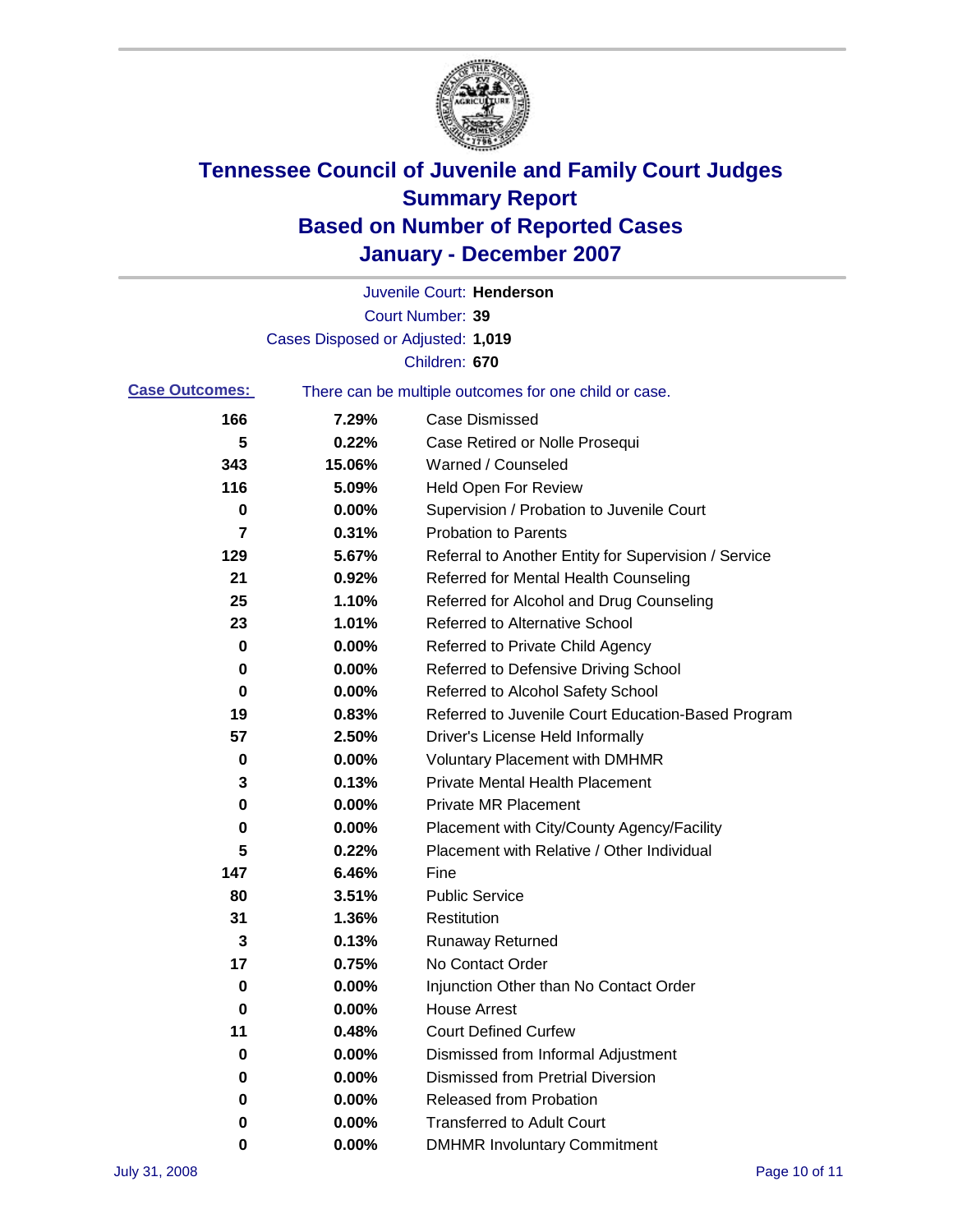# Tennessee Council of Juvenile and Family Court Judges
## Summary Report
## Based on Number of Reported Cases
## January - December 2007

Juvenile Court: **Henderson**
Court Number: **39**
Cases Disposed or Adjusted: **1,019**
Children: **670**

**Case Outcomes:** There can be multiple outcomes for one child or case.

| Count | Percent | Outcome |
|---|---|---|
| 166 | 7.29% | Case Dismissed |
| 5 | 0.22% | Case Retired or Nolle Prosequi |
| 343 | 15.06% | Warned / Counseled |
| 116 | 5.09% | Held Open For Review |
| 0 | 0.00% | Supervision / Probation to Juvenile Court |
| 7 | 0.31% | Probation to Parents |
| 129 | 5.67% | Referral to Another Entity for Supervision / Service |
| 21 | 0.92% | Referred for Mental Health Counseling |
| 25 | 1.10% | Referred for Alcohol and Drug Counseling |
| 23 | 1.01% | Referred to Alternative School |
| 0 | 0.00% | Referred to Private Child Agency |
| 0 | 0.00% | Referred to Defensive Driving School |
| 0 | 0.00% | Referred to Alcohol Safety School |
| 19 | 0.83% | Referred to Juvenile Court Education-Based Program |
| 57 | 2.50% | Driver's License Held Informally |
| 0 | 0.00% | Voluntary Placement with DMHMR |
| 3 | 0.13% | Private Mental Health Placement |
| 0 | 0.00% | Private MR Placement |
| 0 | 0.00% | Placement with City/County Agency/Facility |
| 5 | 0.22% | Placement with Relative / Other Individual |
| 147 | 6.46% | Fine |
| 80 | 3.51% | Public Service |
| 31 | 1.36% | Restitution |
| 3 | 0.13% | Runaway Returned |
| 17 | 0.75% | No Contact Order |
| 0 | 0.00% | Injunction Other than No Contact Order |
| 0 | 0.00% | House Arrest |
| 11 | 0.48% | Court Defined Curfew |
| 0 | 0.00% | Dismissed from Informal Adjustment |
| 0 | 0.00% | Dismissed from Pretrial Diversion |
| 0 | 0.00% | Released from Probation |
| 0 | 0.00% | Transferred to Adult Court |
| 0 | 0.00% | DMHMR Involuntary Commitment |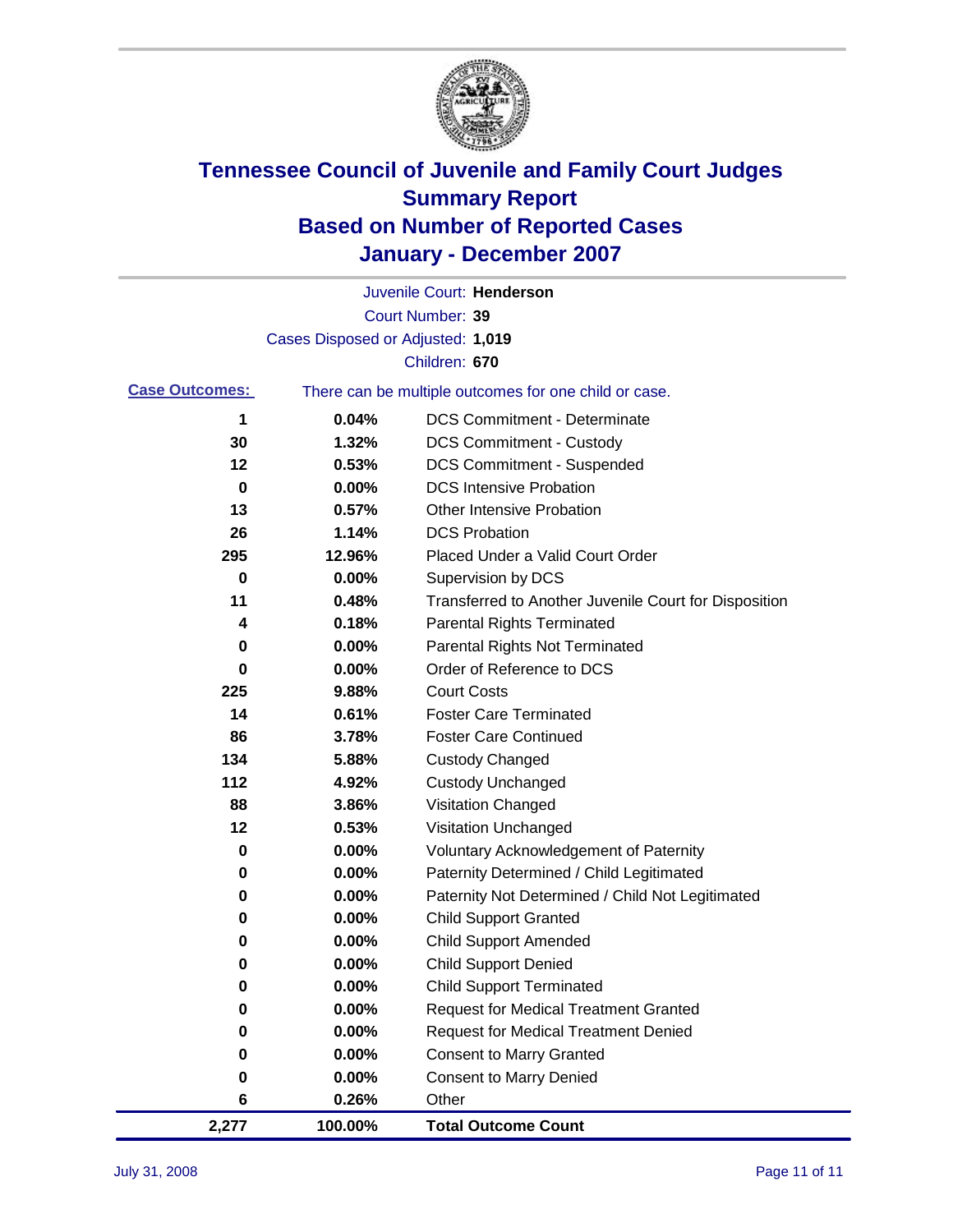# Tennessee Council of Juvenile and Family Court Judges
# Summary Report
# Based on Number of Reported Cases
# January - December 2007

Juvenile Court: **Henderson**

Court Number: **39**

Cases Disposed or Adjusted: **1,019**

Children: **670**

**Case Outcomes:** There can be multiple outcomes for one child or case.

| | | |
|---|---|---|
| 1 | 0.04% | DCS Commitment - Determinate |
| 30 | 1.32% | DCS Commitment - Custody |
| 12 | 0.53% | DCS Commitment - Suspended |
| 0 | 0.00% | DCS Intensive Probation |
| 13 | 0.57% | Other Intensive Probation |
| 26 | 1.14% | DCS Probation |
| 295 | 12.96% | Placed Under a Valid Court Order |
| 0 | 0.00% | Supervision by DCS |
| 11 | 0.48% | Transferred to Another Juvenile Court for Disposition |
| 4 | 0.18% | Parental Rights Terminated |
| 0 | 0.00% | Parental Rights Not Terminated |
| 0 | 0.00% | Order of Reference to DCS |
| 225 | 9.88% | Court Costs |
| 14 | 0.61% | Foster Care Terminated |
| 86 | 3.78% | Foster Care Continued |
| 134 | 5.88% | Custody Changed |
| 112 | 4.92% | Custody Unchanged |
| 88 | 3.86% | Visitation Changed |
| 12 | 0.53% | Visitation Unchanged |
| 0 | 0.00% | Voluntary Acknowledgement of Paternity |
| 0 | 0.00% | Paternity Determined / Child Legitimated |
| 0 | 0.00% | Paternity Not Determined / Child Not Legitimated |
| 0 | 0.00% | Child Support Granted |
| 0 | 0.00% | Child Support Amended |
| 0 | 0.00% | Child Support Denied |
| 0 | 0.00% | Child Support Terminated |
| 0 | 0.00% | Request for Medical Treatment Granted |
| 0 | 0.00% | Request for Medical Treatment Denied |
| 0 | 0.00% | Consent to Marry Granted |
| 0 | 0.00% | Consent to Marry Denied |
| 6 | 0.26% | Other |
| **2,277** | **100.00%** | **Total Outcome Count** |

July 31, 2008